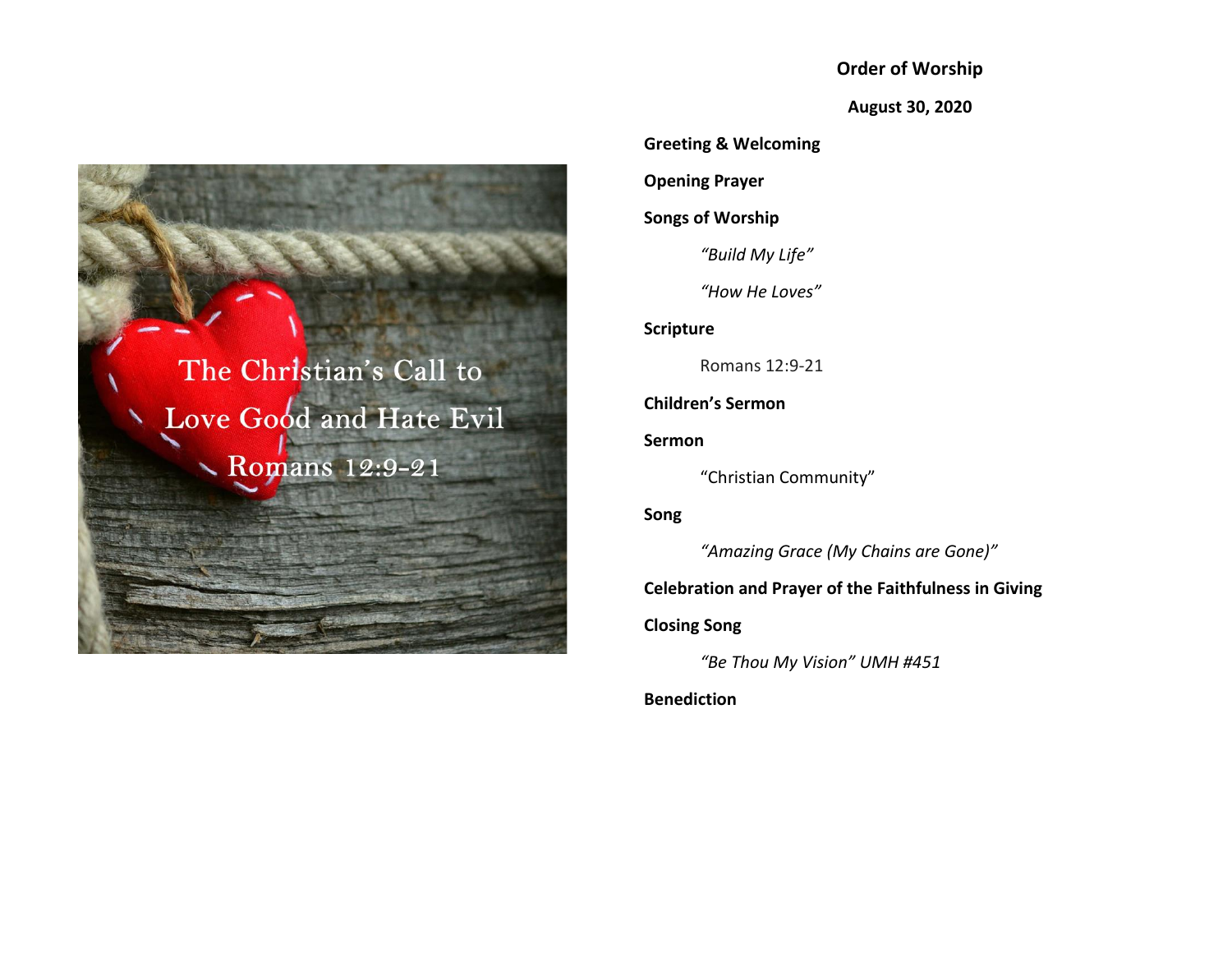The Christian's Call to

Love Good and Hate Evil

Romans 12:9-21

# Order of Worship

**August 30, 2020**

**Greeting & Welcoming**

**Opening Prayer**

**Songs of Worship**

*"Build My Life"*

*"How He Loves"*

**Scripture**

Romans 12:9-21

**Children's Sermon**

**Sermon**

"Christian Community"

**Song**

*"Amazing Grace (My Chains are Gone)"*

**Celebration and Prayer of the Faithfulness in Giving**

**Closing Song**

*"Be Thou My Vision" UMH #451*

**Benediction**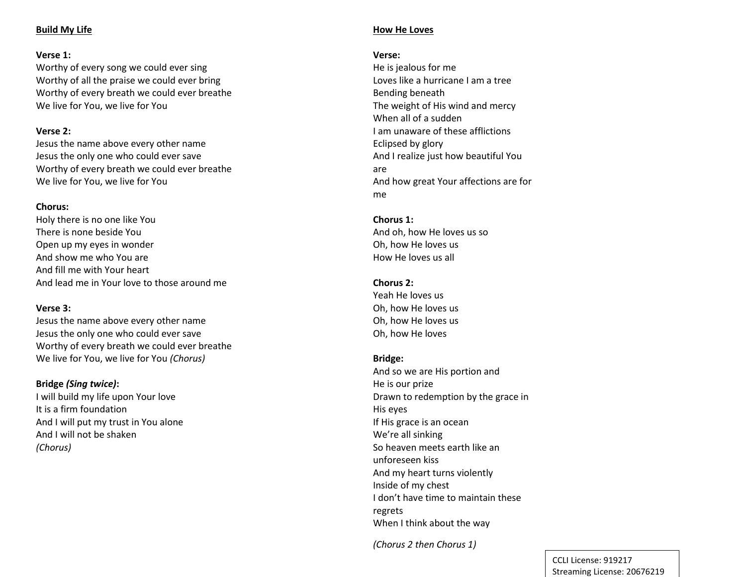## Build My Life

**Verse 1:**
Worthy of every song we could ever sing
Worthy of all the praise we could ever bring
Worthy of every breath we could ever breathe
We live for You, we live for You

**Verse 2:**
Jesus the name above every other name
Jesus the only one who could ever save
Worthy of every breath we could ever breathe
We live for You, we live for You

**Chorus:**
Holy there is no one like You
There is none beside You
Open up my eyes in wonder
And show me who You are
And fill me with Your heart
And lead me in Your love to those around me

**Verse 3:**
Jesus the name above every other name
Jesus the only one who could ever save
Worthy of every breath we could ever breathe
We live for You, we live for You *(Chorus)*

**Bridge *(Sing twice)*:**
I will build my life upon Your love
It is a firm foundation
And I will put my trust in You alone
And I will not be shaken
*(Chorus)*

## How He Loves

**Verse:**
He is jealous for me
Loves like a hurricane I am a tree
Bending beneath
The weight of His wind and mercy
When all of a sudden
I am unaware of these afflictions
Eclipsed by glory
And I realize just how beautiful You are
And how great Your affections are for me

**Chorus 1:**
And oh, how He loves us so
Oh, how He loves us
How He loves us all

**Chorus 2:**
Yeah He loves us
Oh, how He loves us
Oh, how He loves us
Oh, how He loves

**Bridge:**
And so we are His portion and
He is our prize
Drawn to redemption by the grace in His eyes
If His grace is an ocean
We're all sinking
So heaven meets earth like an unforeseen kiss
And my heart turns violently
Inside of my chest
I don't have time to maintain these regrets
When I think about the way

*(Chorus 2 then Chorus 1)*

CCLI License: 919217
Streaming License: 20676219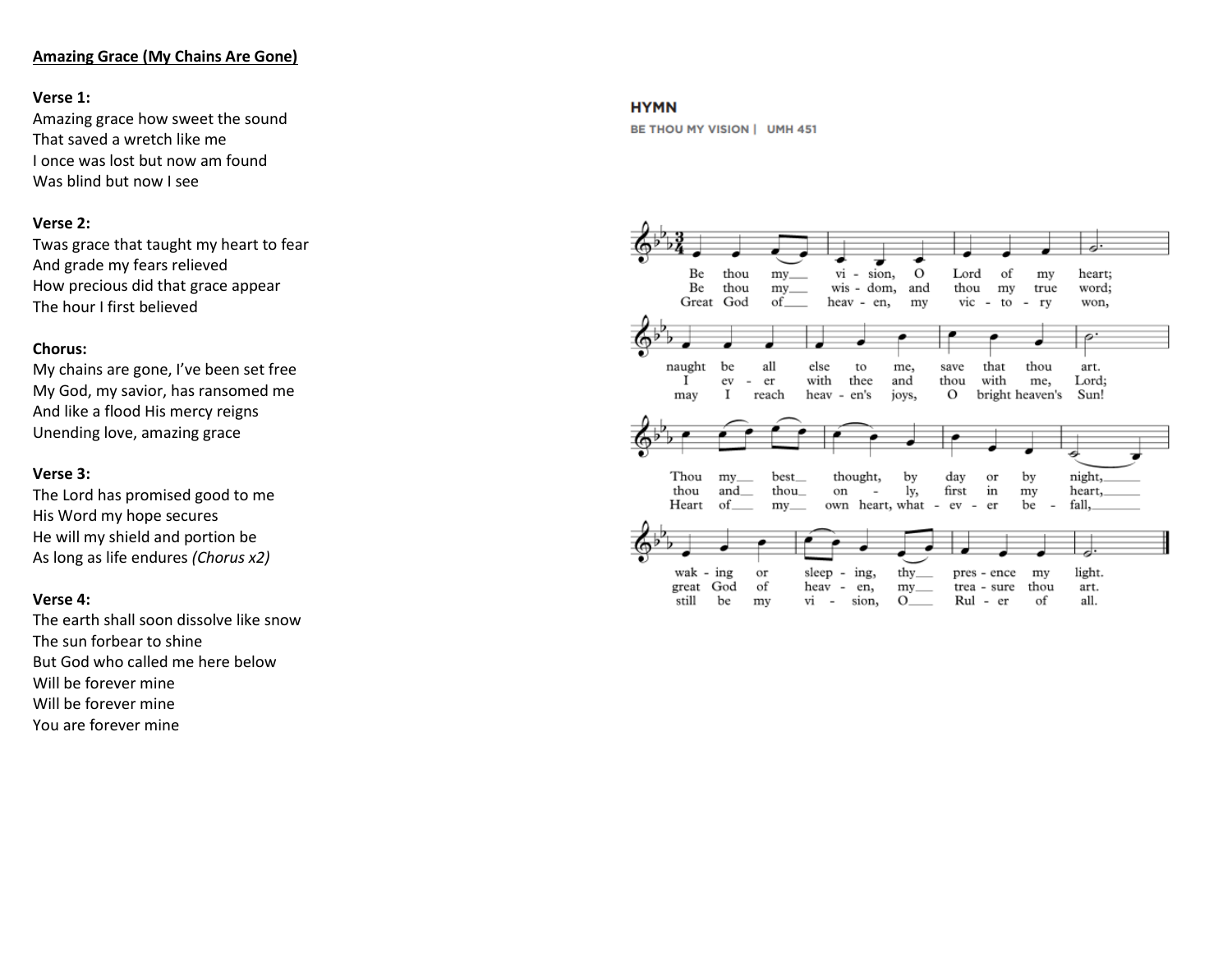**Amazing Grace (My Chains Are Gone)**

**Verse 1:**
Amazing grace how sweet the sound
That saved a wretch like me
I once was lost but now am found
Was blind but now I see

**Verse 2:**
Twas grace that taught my heart to fear
And grade my fears relieved
How precious did that grace appear
The hour I first believed

**Chorus:**
My chains are gone, I've been set free
My God, my savior, has ransomed me
And like a flood His mercy reigns
Unending love, amazing grace

**Verse 3:**
The Lord has promised good to me
His Word my hope secures
He will my shield and portion be
As long as life endures *(Chorus x2)*

**Verse 4:**
The earth shall soon dissolve like snow
The sun forbear to shine
But God who called me here below
Will be forever mine
Will be forever mine
You are forever mine

**HYMN**

BE THOU MY VISION | UMH 451

Be thou my vi - sion, O Lord of my heart;
Be thou my wis - dom, and thou my true word;
Great God of heav - en, my vic - to - ry won,

naught be all else to me, save that thou art.
I ev - er with thee and thou with me, Lord;
may I reach heav - en's joys, O bright heaven's Sun!

Thou my best thought, by day or by night,
thou and thou on - ly, first in my heart,
Heart of my own heart, what - ev - er be - fall,

wak - ing or sleep - ing, thy pres - ence my light.
great God of heav - en, my trea - sure thou art.
still be my vi - sion, O Rul - er of all.